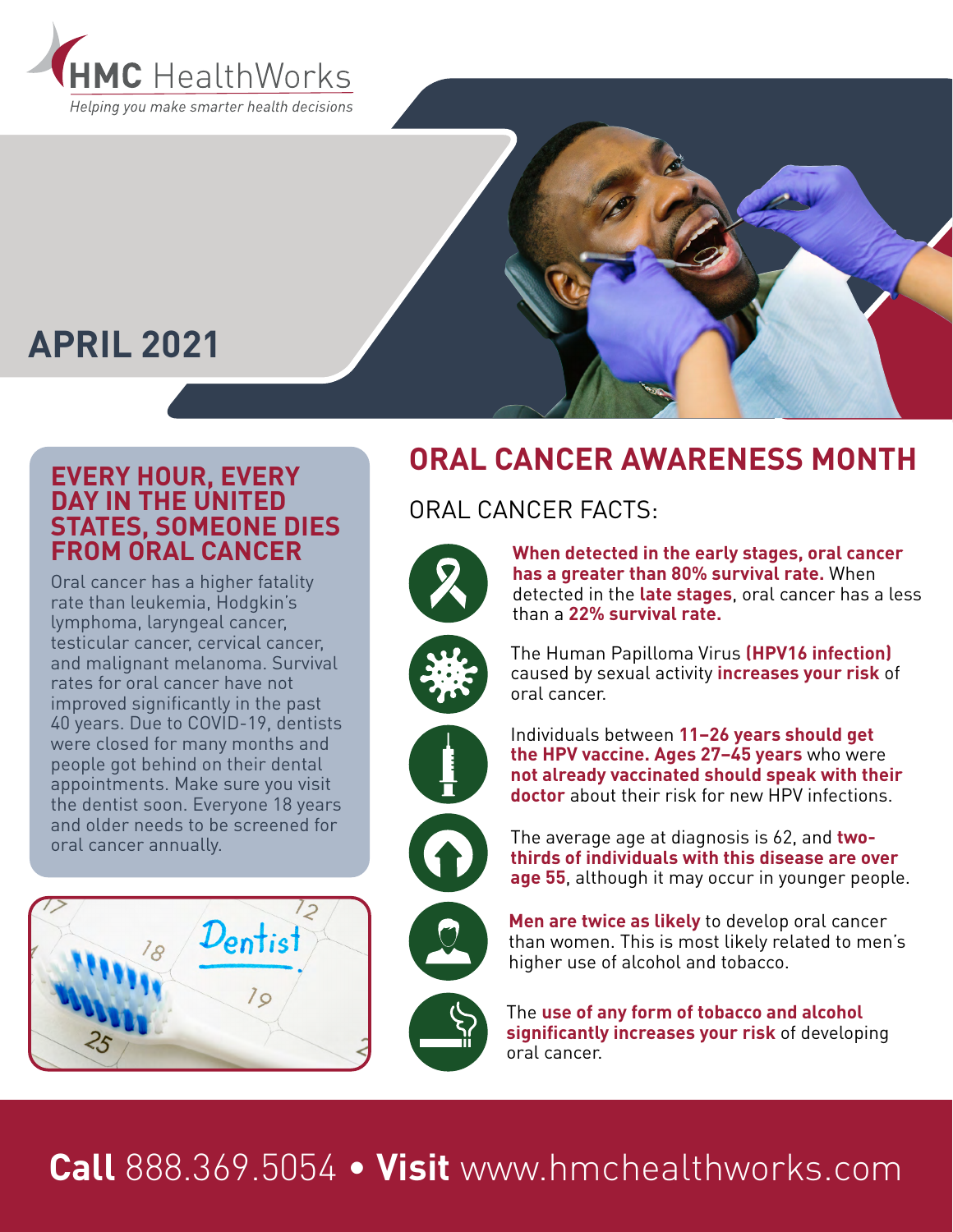**HMC HealthWorks**

*Helping you make smarter health decisions*

## APRIL 2021

## EVERY HOUR, EVERY DAY IN THE UNITED STATES, SOMEONE DIES FROM ORAL CANCER

Oral cancer has a higher fatality rate than leukemia, Hodgkin's lymphoma, laryngeal cancer, testicular cancer, cervical cancer, and malignant melanoma. Survival rates for oral cancer have not improved significantly in the past 40 years. Due to COVID-19, dentists were closed for many months and people got behind on their dental appointments. Make sure you visit the dentist soon. Everyone 18 years and older needs to be screened for oral cancer annually.

# ORAL CANCER AWARENESS MONTH

## ORAL CANCER FACTS:

- **When detected in the early stages, oral cancer has a greater than 80% survival rate.** When detected in the **late stages**, oral cancer has a less than a **22% survival rate.**
- The Human Papilloma Virus **(HPV16 infection)** caused by sexual activity **increases your risk** of oral cancer.
- Individuals between **11–26 years should get the HPV vaccine. Ages 27–45 years** who were **not already vaccinated should speak with their doctor** about their risk for new HPV infections.
- The average age at diagnosis is 62, and **two-thirds of individuals with this disease are over age 55**, although it may occur in younger people.
- **Men are twice as likely** to develop oral cancer than women. This is most likely related to men's higher use of alcohol and tobacco.
- The **use of any form of tobacco and alcohol significantly increases your risk** of developing oral cancer.

**Call** 888.369.5054 • **Visit** www.hmchealthworks.com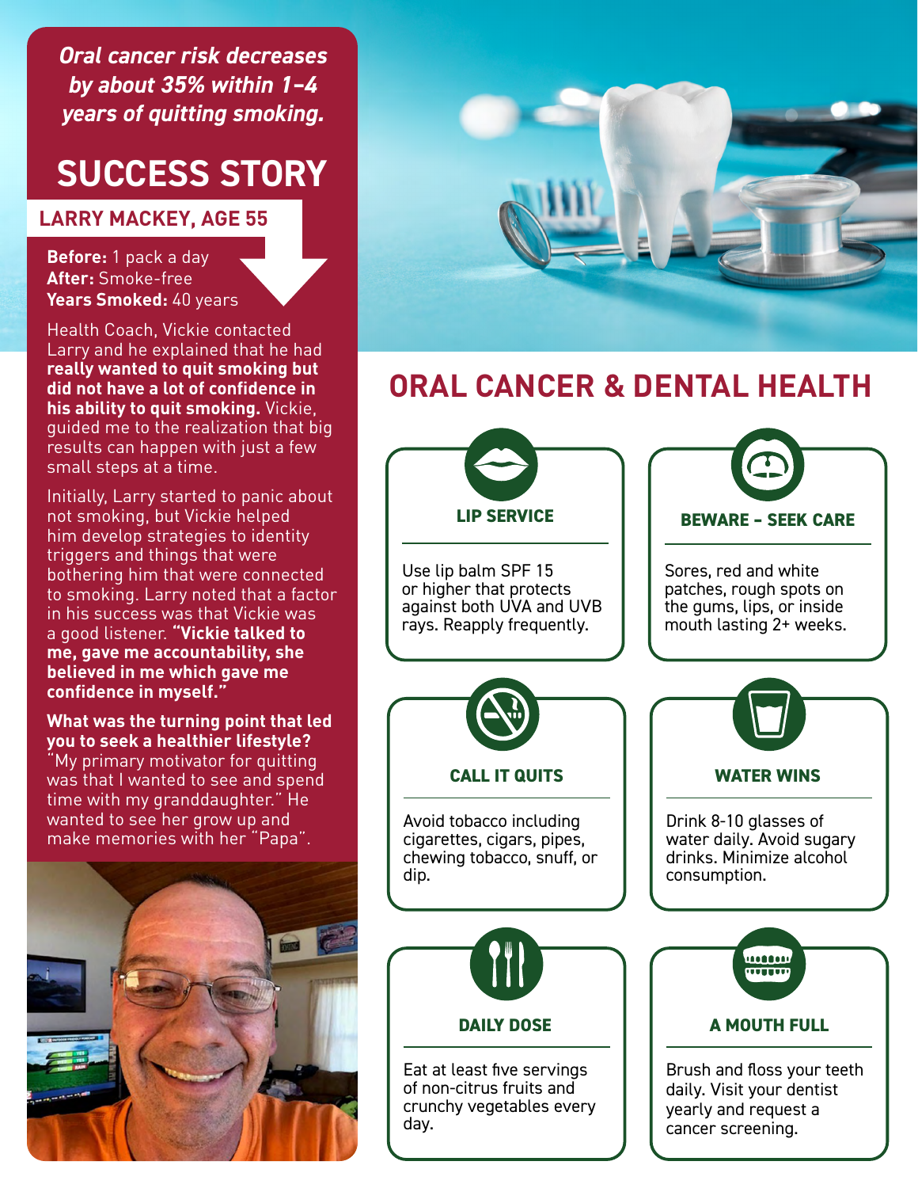*Oral cancer risk decreases by about 35% within 1–4 years of quitting smoking.*

# SUCCESS STORY

## LARRY MACKEY, AGE 55

**Before:** 1 pack a day
**After:** Smoke-free
**Years Smoked:** 40 years

Health Coach, Vickie contacted Larry and he explained that he had **really wanted to quit smoking but did not have a lot of confidence in his ability to quit smoking.** Vickie, guided me to the realization that big results can happen with just a few small steps at a time.

Initially, Larry started to panic about not smoking, but Vickie helped him develop strategies to identity triggers and things that were bothering him that were connected to smoking. Larry noted that a factor in his success was that Vickie was a good listener. **"Vickie talked to me, gave me accountability, she believed in me which gave me confidence in myself."**

**What was the turning point that led you to seek a healthier lifestyle?** "My primary motivator for quitting was that I wanted to see and spend time with my granddaughter." He wanted to see her grow up and make memories with her "Papa".

# ORAL CANCER & DENTAL HEALTH

### LIP SERVICE

Use lip balm SPF 15 or higher that protects against both UVA and UVB rays. Reapply frequently.

### BEWARE – SEEK CARE

Sores, red and white patches, rough spots on the gums, lips, or inside mouth lasting 2+ weeks.

### CALL IT QUITS

Avoid tobacco including cigarettes, cigars, pipes, chewing tobacco, snuff, or dip.

### WATER WINS

Drink 8-10 glasses of water daily. Avoid sugary drinks. Minimize alcohol consumption.

### DAILY DOSE

Eat at least five servings of non-citrus fruits and crunchy vegetables every day.

### A MOUTH FULL

Brush and floss your teeth daily. Visit your dentist yearly and request a cancer screening.